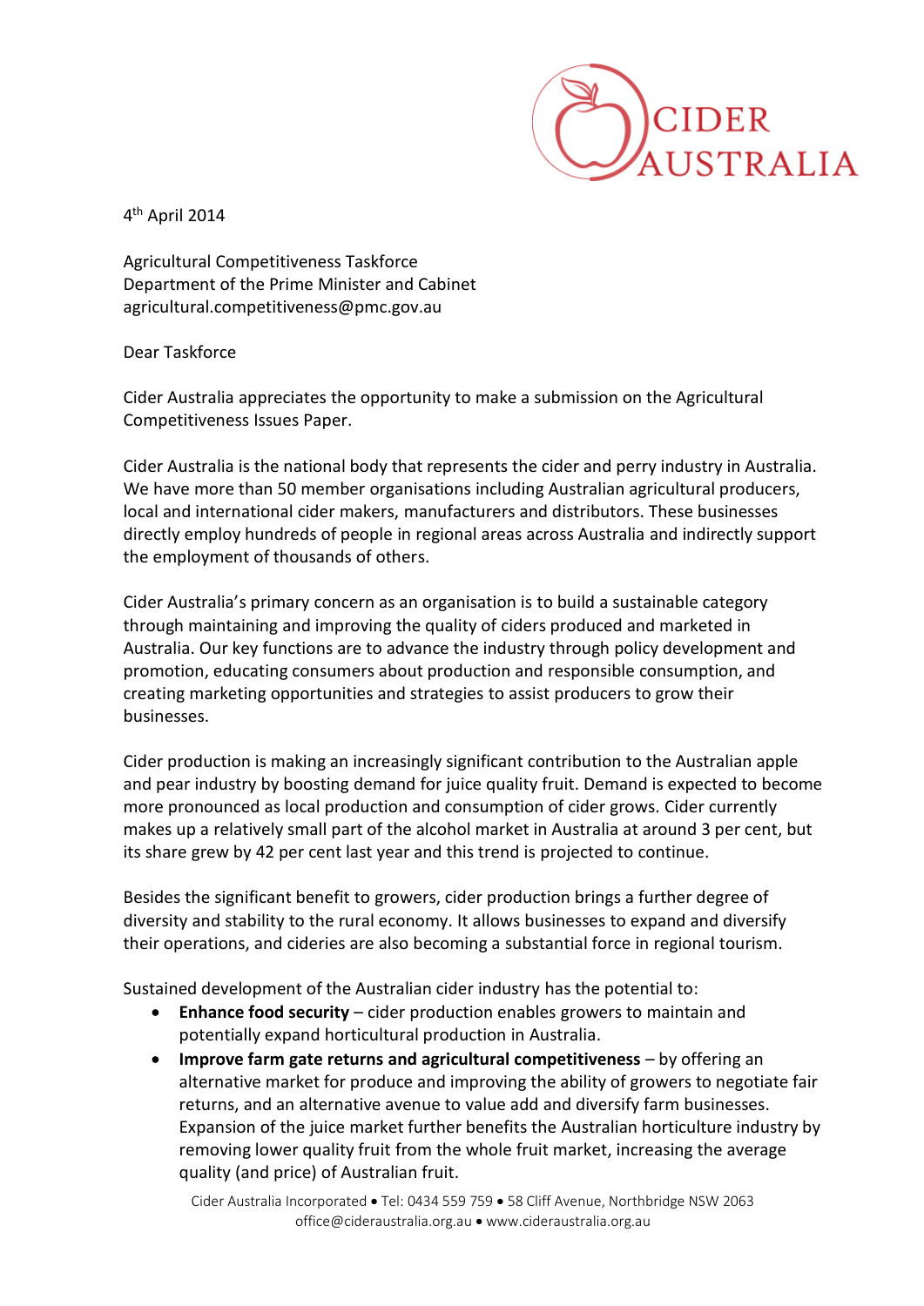CIDER AUSTRALIA

4th April 2014

Agricultural Competitiveness Taskforce
Department of the Prime Minister and Cabinet
agricultural.competitiveness@pmc.gov.au

Dear Taskforce

Cider Australia appreciates the opportunity to make a submission on the Agricultural Competitiveness Issues Paper.

Cider Australia is the national body that represents the cider and perry industry in Australia. We have more than 50 member organisations including Australian agricultural producers, local and international cider makers, manufacturers and distributors. These businesses directly employ hundreds of people in regional areas across Australia and indirectly support the employment of thousands of others.

Cider Australia's primary concern as an organisation is to build a sustainable category through maintaining and improving the quality of ciders produced and marketed in Australia. Our key functions are to advance the industry through policy development and promotion, educating consumers about production and responsible consumption, and creating marketing opportunities and strategies to assist producers to grow their businesses.

Cider production is making an increasingly significant contribution to the Australian apple and pear industry by boosting demand for juice quality fruit. Demand is expected to become more pronounced as local production and consumption of cider grows. Cider currently makes up a relatively small part of the alcohol market in Australia at around 3 per cent, but its share grew by 42 per cent last year and this trend is projected to continue.

Besides the significant benefit to growers, cider production brings a further degree of diversity and stability to the rural economy. It allows businesses to expand and diversify their operations, and cideries are also becoming a substantial force in regional tourism.

Sustained development of the Australian cider industry has the potential to:

- **Enhance food security** – cider production enables growers to maintain and potentially expand horticultural production in Australia.
- **Improve farm gate returns and agricultural competitiveness** – by offering an alternative market for produce and improving the ability of growers to negotiate fair returns, and an alternative avenue to value add and diversify farm businesses. Expansion of the juice market further benefits the Australian horticulture industry by removing lower quality fruit from the whole fruit market, increasing the average quality (and price) of Australian fruit.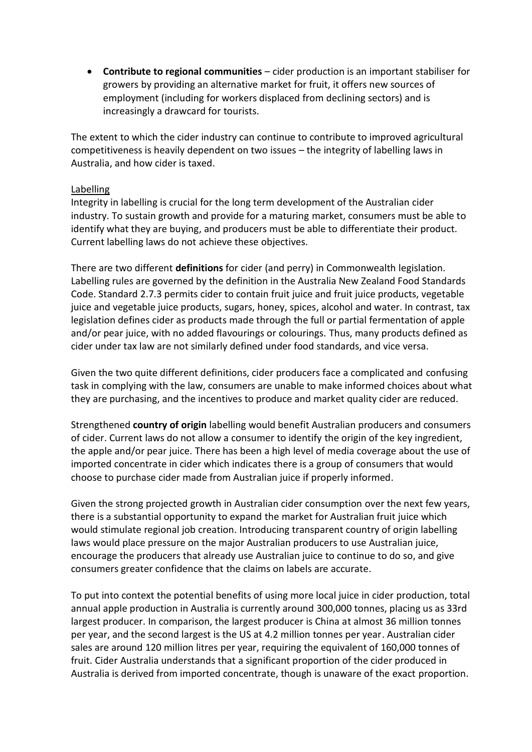- **Contribute to regional communities** – cider production is an important stabiliser for growers by providing an alternative market for fruit, it offers new sources of employment (including for workers displaced from declining sectors) and is increasingly a drawcard for tourists.

The extent to which the cider industry can continue to contribute to improved agricultural competitiveness is heavily dependent on two issues – the integrity of labelling laws in Australia, and how cider is taxed.

<u>Labelling</u>

Integrity in labelling is crucial for the long term development of the Australian cider industry. To sustain growth and provide for a maturing market, consumers must be able to identify what they are buying, and producers must be able to differentiate their product. Current labelling laws do not achieve these objectives.

There are two different **definitions** for cider (and perry) in Commonwealth legislation. Labelling rules are governed by the definition in the Australia New Zealand Food Standards Code. Standard 2.7.3 permits cider to contain fruit juice and fruit juice products, vegetable juice and vegetable juice products, sugars, honey, spices, alcohol and water. In contrast, tax legislation defines cider as products made through the full or partial fermentation of apple and/or pear juice, with no added flavourings or colourings. Thus, many products defined as cider under tax law are not similarly defined under food standards, and vice versa.

Given the two quite different definitions, cider producers face a complicated and confusing task in complying with the law, consumers are unable to make informed choices about what they are purchasing, and the incentives to produce and market quality cider are reduced.

Strengthened **country of origin** labelling would benefit Australian producers and consumers of cider. Current laws do not allow a consumer to identify the origin of the key ingredient, the apple and/or pear juice. There has been a high level of media coverage about the use of imported concentrate in cider which indicates there is a group of consumers that would choose to purchase cider made from Australian juice if properly informed.

Given the strong projected growth in Australian cider consumption over the next few years, there is a substantial opportunity to expand the market for Australian fruit juice which would stimulate regional job creation. Introducing transparent country of origin labelling laws would place pressure on the major Australian producers to use Australian juice, encourage the producers that already use Australian juice to continue to do so, and give consumers greater confidence that the claims on labels are accurate.

To put into context the potential benefits of using more local juice in cider production, total annual apple production in Australia is currently around 300,000 tonnes, placing us as 33rd largest producer. In comparison, the largest producer is China at almost 36 million tonnes per year, and the second largest is the US at 4.2 million tonnes per year. Australian cider sales are around 120 million litres per year, requiring the equivalent of 160,000 tonnes of fruit. Cider Australia understands that a significant proportion of the cider produced in Australia is derived from imported concentrate, though is unaware of the exact proportion.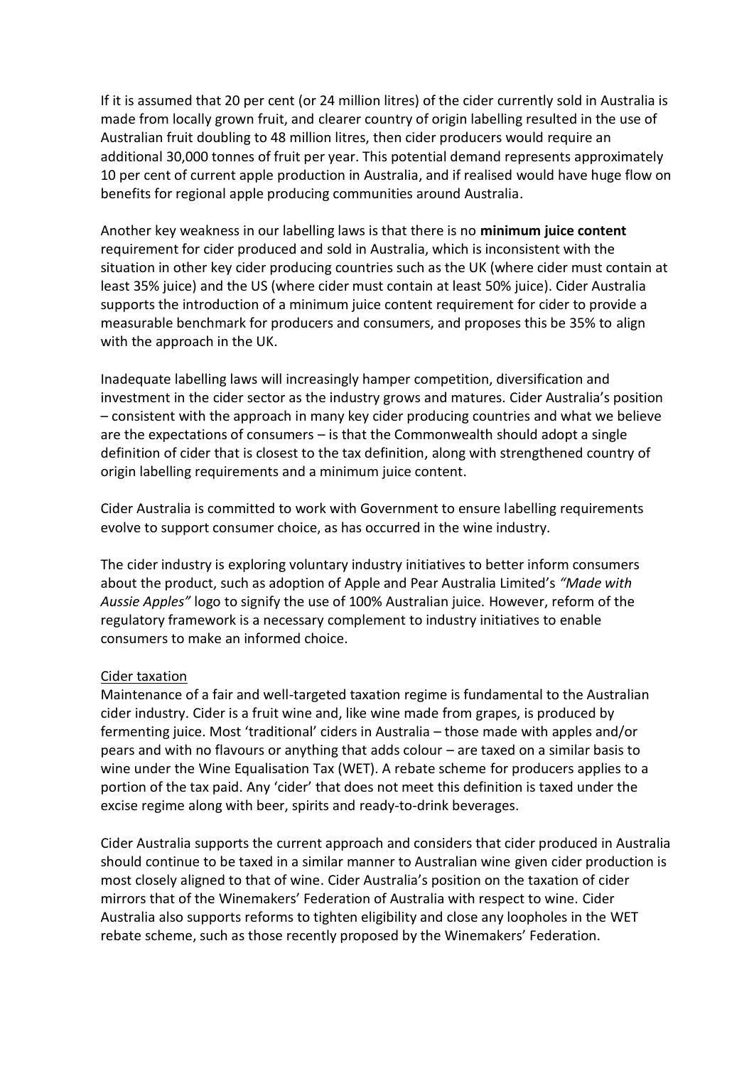If it is assumed that 20 per cent (or 24 million litres) of the cider currently sold in Australia is made from locally grown fruit, and clearer country of origin labelling resulted in the use of Australian fruit doubling to 48 million litres, then cider producers would require an additional 30,000 tonnes of fruit per year. This potential demand represents approximately 10 per cent of current apple production in Australia, and if realised would have huge flow on benefits for regional apple producing communities around Australia.

Another key weakness in our labelling laws is that there is no **minimum juice content** requirement for cider produced and sold in Australia, which is inconsistent with the situation in other key cider producing countries such as the UK (where cider must contain at least 35% juice) and the US (where cider must contain at least 50% juice). Cider Australia supports the introduction of a minimum juice content requirement for cider to provide a measurable benchmark for producers and consumers, and proposes this be 35% to align with the approach in the UK.

Inadequate labelling laws will increasingly hamper competition, diversification and investment in the cider sector as the industry grows and matures. Cider Australia's position – consistent with the approach in many key cider producing countries and what we believe are the expectations of consumers – is that the Commonwealth should adopt a single definition of cider that is closest to the tax definition, along with strengthened country of origin labelling requirements and a minimum juice content.

Cider Australia is committed to work with Government to ensure labelling requirements evolve to support consumer choice, as has occurred in the wine industry.

The cider industry is exploring voluntary industry initiatives to better inform consumers about the product, such as adoption of Apple and Pear Australia Limited's *"Made with Aussie Apples"* logo to signify the use of 100% Australian juice. However, reform of the regulatory framework is a necessary complement to industry initiatives to enable consumers to make an informed choice.

Cider taxation

Maintenance of a fair and well-targeted taxation regime is fundamental to the Australian cider industry. Cider is a fruit wine and, like wine made from grapes, is produced by fermenting juice. Most 'traditional' ciders in Australia – those made with apples and/or pears and with no flavours or anything that adds colour – are taxed on a similar basis to wine under the Wine Equalisation Tax (WET). A rebate scheme for producers applies to a portion of the tax paid. Any 'cider' that does not meet this definition is taxed under the excise regime along with beer, spirits and ready-to-drink beverages.

Cider Australia supports the current approach and considers that cider produced in Australia should continue to be taxed in a similar manner to Australian wine given cider production is most closely aligned to that of wine. Cider Australia's position on the taxation of cider mirrors that of the Winemakers' Federation of Australia with respect to wine. Cider Australia also supports reforms to tighten eligibility and close any loopholes in the WET rebate scheme, such as those recently proposed by the Winemakers' Federation.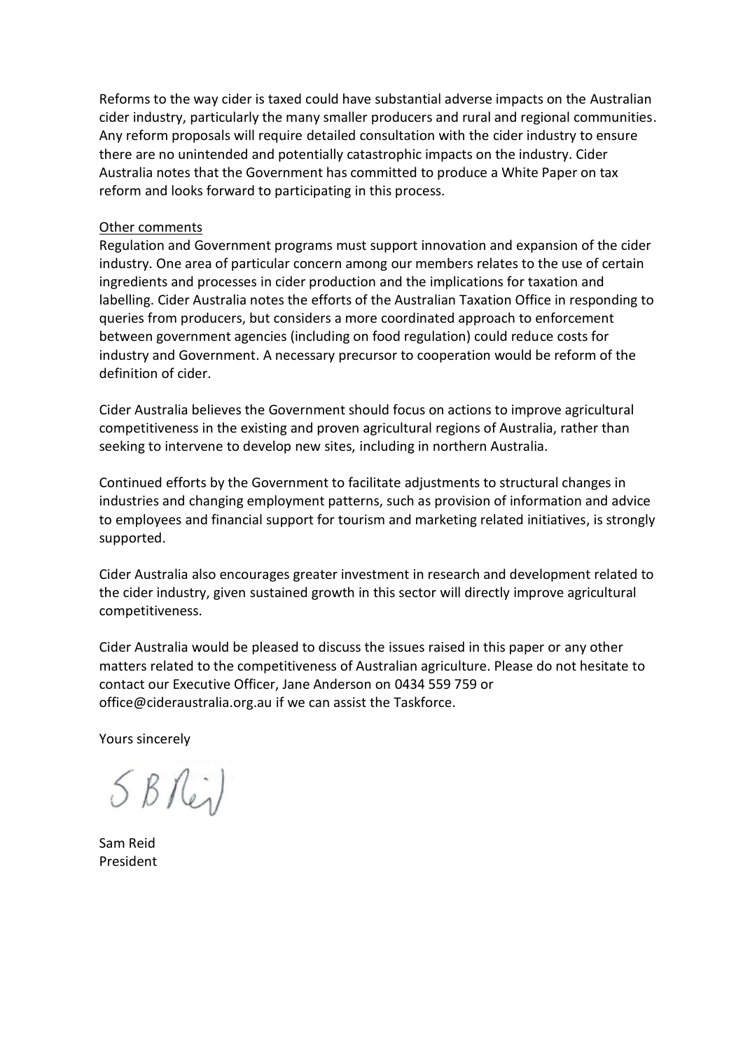Reforms to the way cider is taxed could have substantial adverse impacts on the Australian cider industry, particularly the many smaller producers and rural and regional communities. Any reform proposals will require detailed consultation with the cider industry to ensure there are no unintended and potentially catastrophic impacts on the industry. Cider Australia notes that the Government has committed to produce a White Paper on tax reform and looks forward to participating in this process.

Other comments

Regulation and Government programs must support innovation and expansion of the cider industry. One area of particular concern among our members relates to the use of certain ingredients and processes in cider production and the implications for taxation and labelling. Cider Australia notes the efforts of the Australian Taxation Office in responding to queries from producers, but considers a more coordinated approach to enforcement between government agencies (including on food regulation) could reduce costs for industry and Government. A necessary precursor to cooperation would be reform of the definition of cider.

Cider Australia believes the Government should focus on actions to improve agricultural competitiveness in the existing and proven agricultural regions of Australia, rather than seeking to intervene to develop new sites, including in northern Australia.

Continued efforts by the Government to facilitate adjustments to structural changes in industries and changing employment patterns, such as provision of information and advice to employees and financial support for tourism and marketing related initiatives, is strongly supported.

Cider Australia also encourages greater investment in research and development related to the cider industry, given sustained growth in this sector will directly improve agricultural competitiveness.

Cider Australia would be pleased to discuss the issues raised in this paper or any other matters related to the competitiveness of Australian agriculture. Please do not hesitate to contact our Executive Officer, Jane Anderson on 0434 559 759 or office@cideraustralia.org.au if we can assist the Taskforce.

Yours sincerely

S B Reid

Sam Reid
President